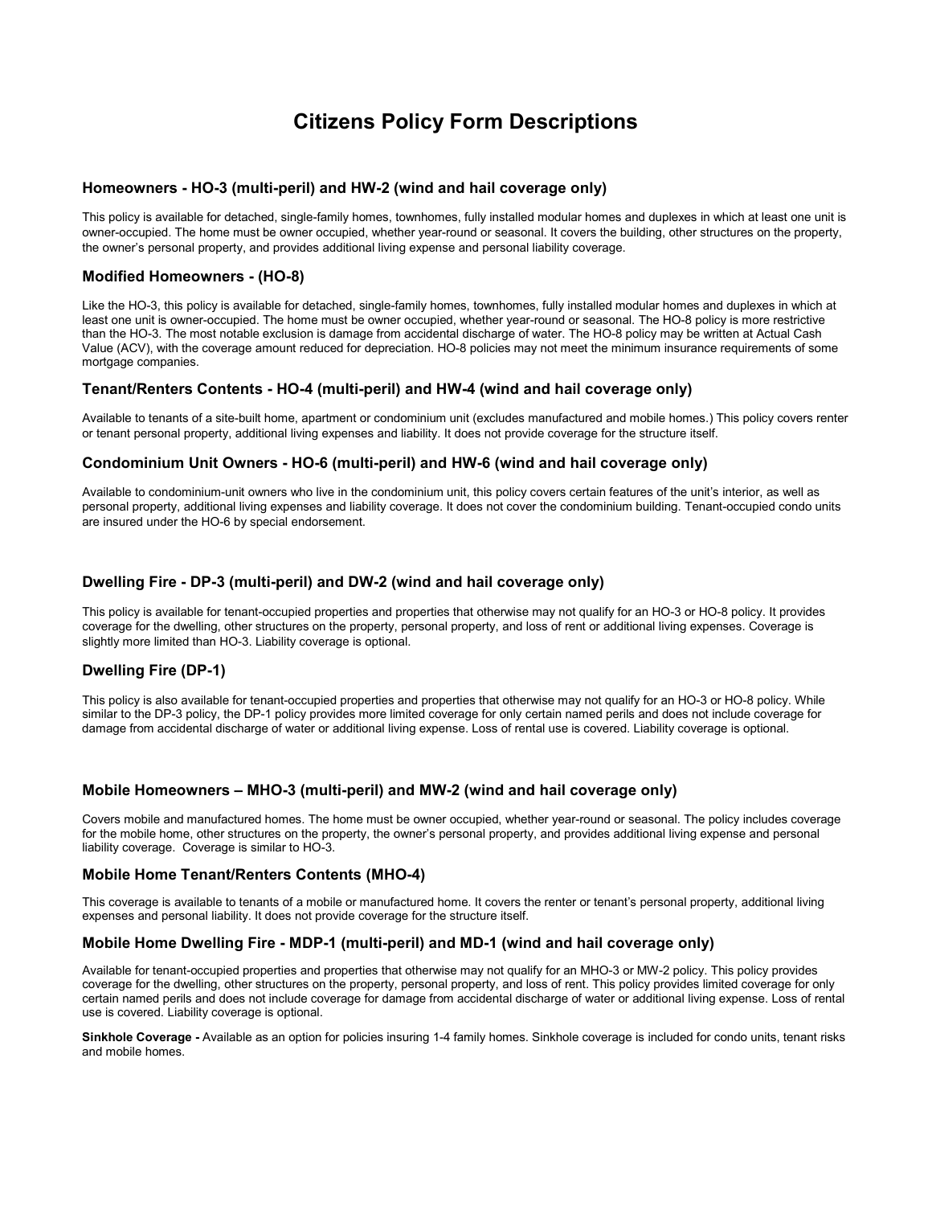# Citizens Policy Form Descriptions

### Homeowners - HO-3 (multi-peril) and HW-2 (wind and hail coverage only)

This policy is available for detached, single-family homes, townhomes, fully installed modular homes and duplexes in which at least one unit is owner-occupied. The home must be owner occupied, whether year-round or seasonal. It covers the building, other structures on the property, the owner's personal property, and provides additional living expense and personal liability coverage.

### Modified Homeowners - (HO-8)

Like the HO-3, this policy is available for detached, single-family homes, townhomes, fully installed modular homes and duplexes in which at least one unit is owner-occupied. The home must be owner occupied, whether year-round or seasonal. The HO-8 policy is more restrictive than the HO-3. The most notable exclusion is damage from accidental discharge of water. The HO-8 policy may be written at Actual Cash Value (ACV), with the coverage amount reduced for depreciation. HO-8 policies may not meet the minimum insurance requirements of some mortgage companies.

### Tenant/Renters Contents - HO-4 (multi-peril) and HW-4 (wind and hail coverage only)

Available to tenants of a site-built home, apartment or condominium unit (excludes manufactured and mobile homes.) This policy covers renter or tenant personal property, additional living expenses and liability. It does not provide coverage for the structure itself.

### Condominium Unit Owners - HO-6 (multi-peril) and HW-6 (wind and hail coverage only)

Available to condominium-unit owners who live in the condominium unit, this policy covers certain features of the unit's interior, as well as personal property, additional living expenses and liability coverage. It does not cover the condominium building. Tenant-occupied condo units are insured under the HO-6 by special endorsement.

### Dwelling Fire - DP-3 (multi-peril) and DW-2 (wind and hail coverage only)

This policy is available for tenant-occupied properties and properties that otherwise may not qualify for an HO-3 or HO-8 policy. It provides coverage for the dwelling, other structures on the property, personal property, and loss of rent or additional living expenses. Coverage is slightly more limited than HO-3. Liability coverage is optional.

### Dwelling Fire (DP-1)

This policy is also available for tenant-occupied properties and properties that otherwise may not qualify for an HO-3 or HO-8 policy. While similar to the DP-3 policy, the DP-1 policy provides more limited coverage for only certain named perils and does not include coverage for damage from accidental discharge of water or additional living expense. Loss of rental use is covered. Liability coverage is optional.

### Mobile Homeowners – MHO-3 (multi-peril) and MW-2 (wind and hail coverage only)

Covers mobile and manufactured homes. The home must be owner occupied, whether year-round or seasonal. The policy includes coverage for the mobile home, other structures on the property, the owner's personal property, and provides additional living expense and personal liability coverage. Coverage is similar to HO-3.

### Mobile Home Tenant/Renters Contents (MHO-4)

This coverage is available to tenants of a mobile or manufactured home. It covers the renter or tenant's personal property, additional living expenses and personal liability. It does not provide coverage for the structure itself.

### Mobile Home Dwelling Fire - MDP-1 (multi-peril) and MD-1 (wind and hail coverage only)

Available for tenant-occupied properties and properties that otherwise may not qualify for an MHO-3 or MW-2 policy. This policy provides coverage for the dwelling, other structures on the property, personal property, and loss of rent. This policy provides limited coverage for only certain named perils and does not include coverage for damage from accidental discharge of water or additional living expense. Loss of rental use is covered. Liability coverage is optional.

**Sinkhole Coverage -** Available as an option for policies insuring 1-4 family homes. Sinkhole coverage is included for condo units, tenant risks and mobile homes.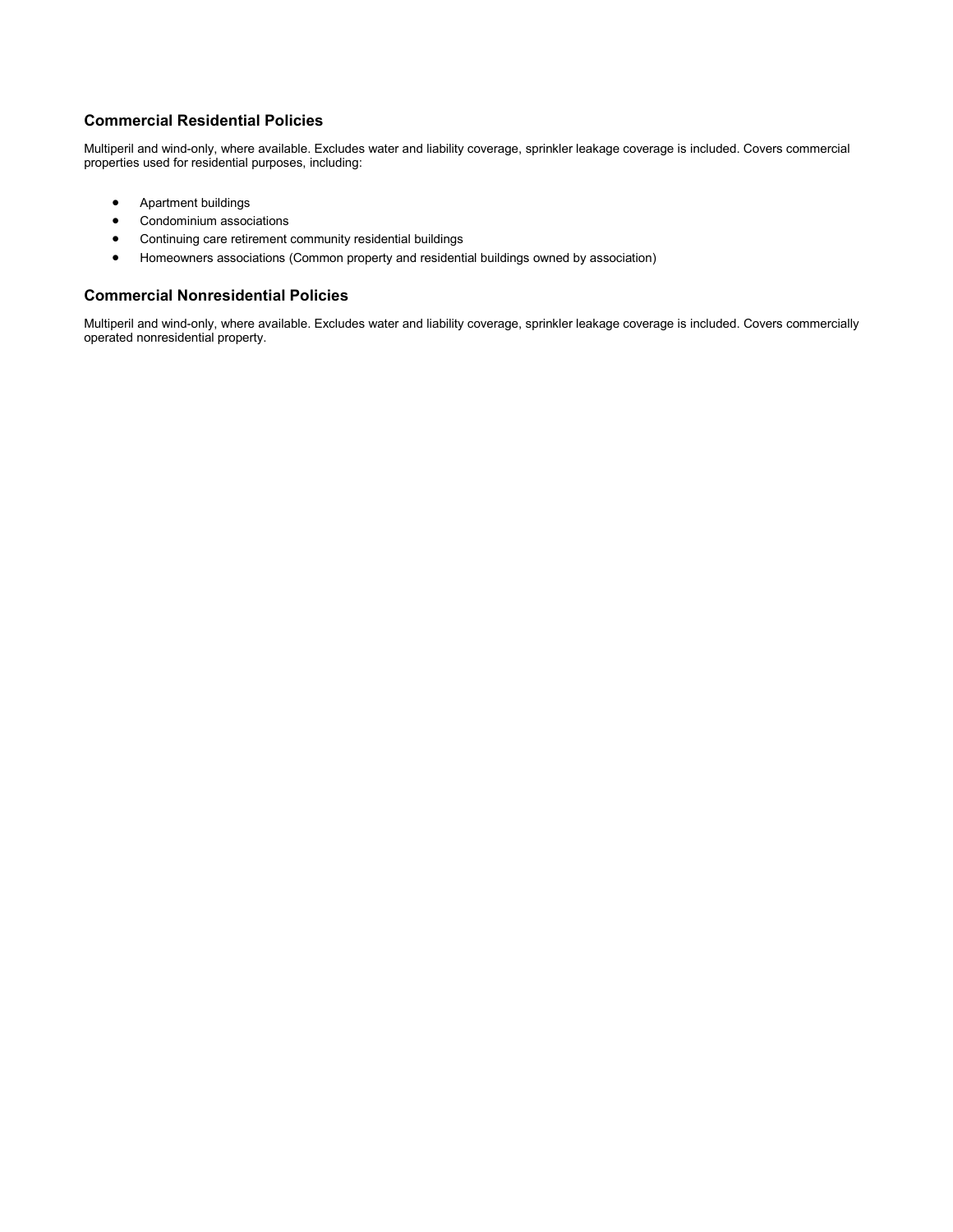### Commercial Residential Policies

Multiperil and wind-only, where available. Excludes water and liability coverage, sprinkler leakage coverage is included. Covers commercial properties used for residential purposes, including:

- Apartment buildings
- Condominium associations
- Continuing care retirement community residential buildings
- Homeowners associations (Common property and residential buildings owned by association)

### Commercial Nonresidential Policies

Multiperil and wind-only, where available. Excludes water and liability coverage, sprinkler leakage coverage is included. Covers commercially operated nonresidential property.